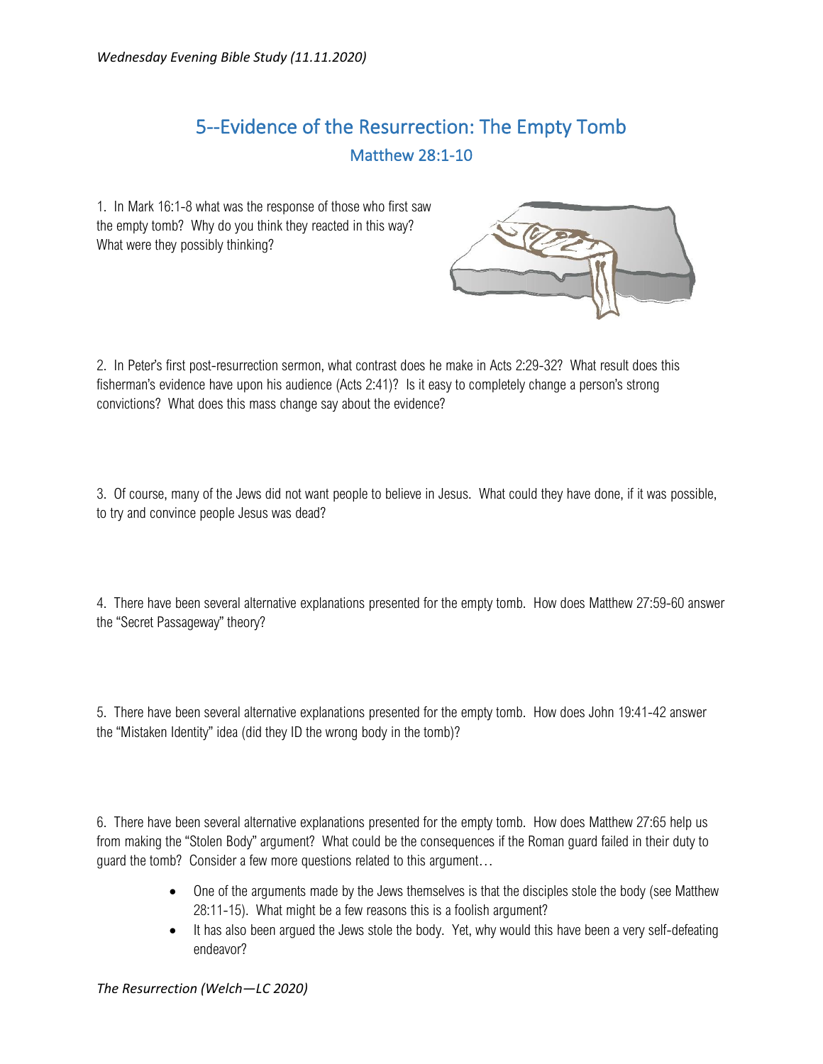*Wednesday Evening Bible Study (11.11.2020)*

# 5--Evidence of the Resurrection: The Empty Tomb

## Matthew 28:1-10

1. In Mark 16:1-8 what was the response of those who first saw the empty tomb? Why do you think they reacted in this way? What were they possibly thinking?

2. In Peter's first post-resurrection sermon, what contrast does he make in Acts 2:29-32? What result does this fisherman's evidence have upon his audience (Acts 2:41)? Is it easy to completely change a person's strong convictions? What does this mass change say about the evidence?

3. Of course, many of the Jews did not want people to believe in Jesus. What could they have done, if it was possible, to try and convince people Jesus was dead?

4. There have been several alternative explanations presented for the empty tomb. How does Matthew 27:59-60 answer the "Secret Passageway" theory?

5. There have been several alternative explanations presented for the empty tomb. How does John 19:41-42 answer the "Mistaken Identity" idea (did they ID the wrong body in the tomb)?

6. There have been several alternative explanations presented for the empty tomb. How does Matthew 27:65 help us from making the "Stolen Body" argument? What could be the consequences if the Roman guard failed in their duty to guard the tomb? Consider a few more questions related to this argument…

- One of the arguments made by the Jews themselves is that the disciples stole the body (see Matthew 28:11-15). What might be a few reasons this is a foolish argument?
- It has also been argued the Jews stole the body. Yet, why would this have been a very self-defeating endeavor?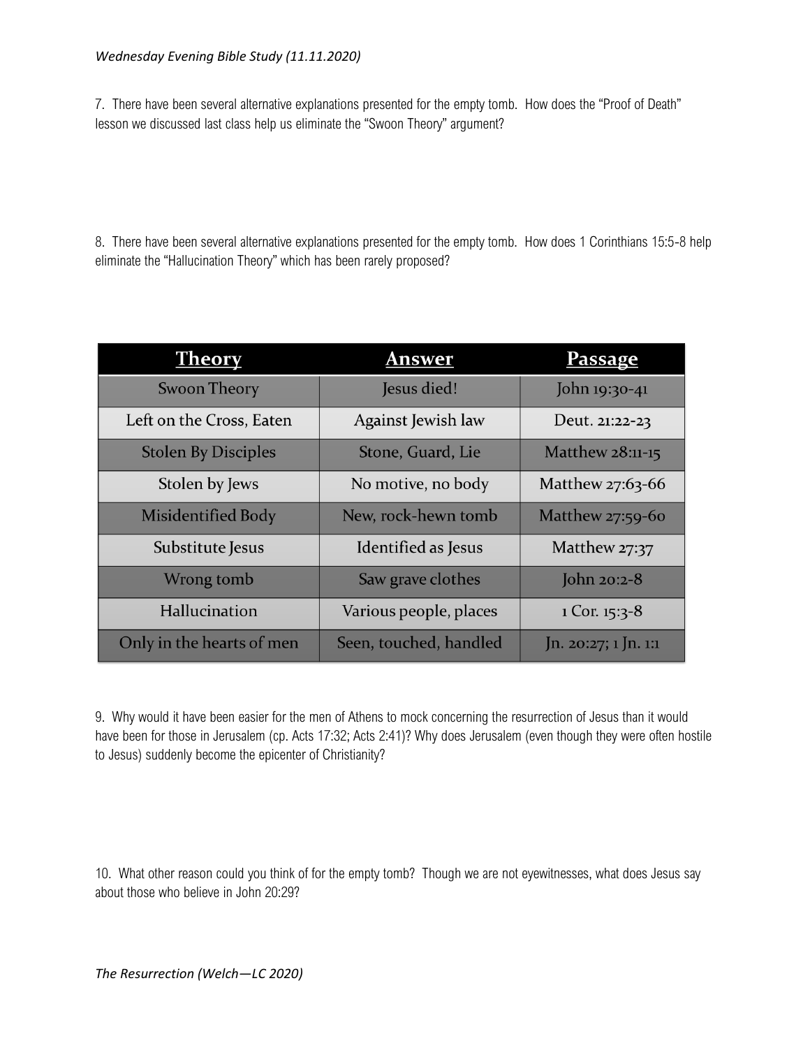7. There have been several alternative explanations presented for the empty tomb. How does the "Proof of Death" lesson we discussed last class help us eliminate the "Swoon Theory" argument?

8. There have been several alternative explanations presented for the empty tomb. How does 1 Corinthians 15:5-8 help eliminate the "Hallucination Theory" which has been rarely proposed?

| Theory | Answer | Passage |
|---|---|---|
| Swoon Theory | Jesus died! | John 19:30-41 |
| Left on the Cross, Eaten | Against Jewish law | Deut. 21:22-23 |
| Stolen By Disciples | Stone, Guard, Lie | Matthew 28:11-15 |
| Stolen by Jews | No motive, no body | Matthew 27:63-66 |
| Misidentified Body | New, rock-hewn tomb | Matthew 27:59-60 |
| Substitute Jesus | Identified as Jesus | Matthew 27:37 |
| Wrong tomb | Saw grave clothes | John 20:2-8 |
| Hallucination | Various people, places | 1 Cor. 15:3-8 |
| Only in the hearts of men | Seen, touched, handled | Jn. 20:27; 1 Jn. 1:1 |

9. Why would it have been easier for the men of Athens to mock concerning the resurrection of Jesus than it would have been for those in Jerusalem (cp. Acts 17:32; Acts 2:41)? Why does Jerusalem (even though they were often hostile to Jesus) suddenly become the epicenter of Christianity?

10. What other reason could you think of for the empty tomb? Though we are not eyewitnesses, what does Jesus say about those who believe in John 20:29?